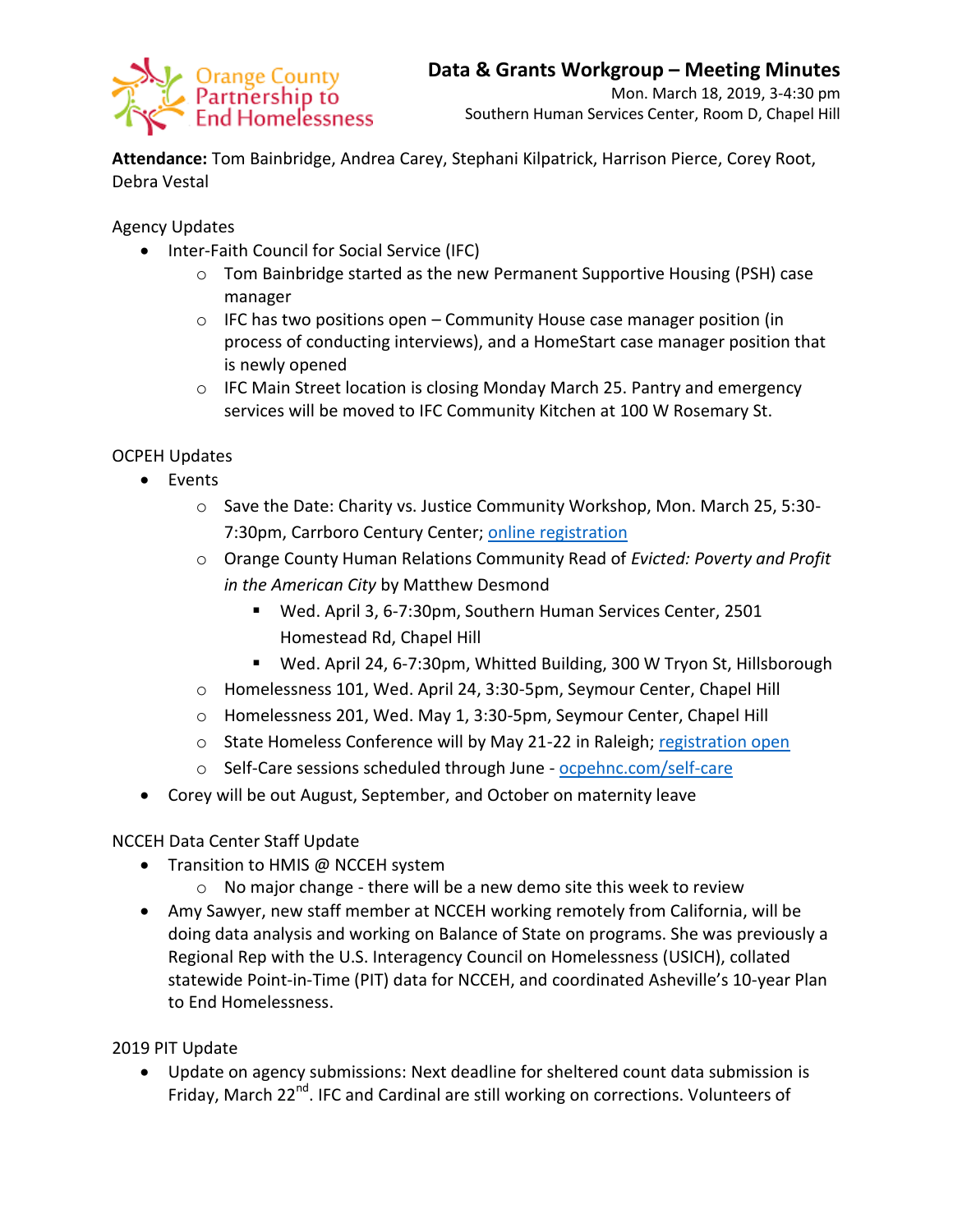Orange County Partnership to End Homelessness

# Data & Grants Workgroup – Meeting Minutes

Mon. March 18, 2019, 3-4:30 pm
Southern Human Services Center, Room D, Chapel Hill

**Attendance:** Tom Bainbridge, Andrea Carey, Stephani Kilpatrick, Harrison Pierce, Corey Root, Debra Vestal

Agency Updates

- Inter-Faith Council for Social Service (IFC)
  - Tom Bainbridge started as the new Permanent Supportive Housing (PSH) case manager
  - IFC has two positions open – Community House case manager position (in process of conducting interviews), and a HomeStart case manager position that is newly opened
  - IFC Main Street location is closing Monday March 25. Pantry and emergency services will be moved to IFC Community Kitchen at 100 W Rosemary St.

OCPEH Updates

- Events
  - Save the Date: Charity vs. Justice Community Workshop, Mon. March 25, 5:30-7:30pm, Carrboro Century Center; online registration
  - Orange County Human Relations Community Read of *Evicted: Poverty and Profit in the American City* by Matthew Desmond
    - Wed. April 3, 6-7:30pm, Southern Human Services Center, 2501 Homestead Rd, Chapel Hill
    - Wed. April 24, 6-7:30pm, Whitted Building, 300 W Tryon St, Hillsborough
  - Homelessness 101, Wed. April 24, 3:30-5pm, Seymour Center, Chapel Hill
  - Homelessness 201, Wed. May 1, 3:30-5pm, Seymour Center, Chapel Hill
  - State Homeless Conference will by May 21-22 in Raleigh; registration open
  - Self-Care sessions scheduled through June - ocpehnc.com/self-care
- Corey will be out August, September, and October on maternity leave

NCCEH Data Center Staff Update

- Transition to HMIS @ NCCEH system
  - No major change - there will be a new demo site this week to review
- Amy Sawyer, new staff member at NCCEH working remotely from California, will be doing data analysis and working on Balance of State on programs. She was previously a Regional Rep with the U.S. Interagency Council on Homelessness (USICH), collated statewide Point-in-Time (PIT) data for NCCEH, and coordinated Asheville's 10-year Plan to End Homelessness.

2019 PIT Update

- Update on agency submissions: Next deadline for sheltered count data submission is Friday, March 22nd. IFC and Cardinal are still working on corrections. Volunteers of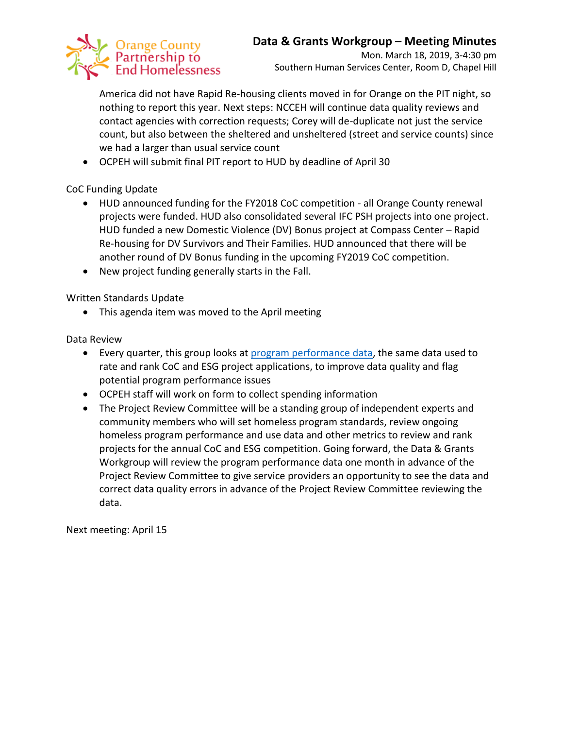America did not have Rapid Re-housing clients moved in for Orange on the PIT night, so nothing to report this year. Next steps: NCCEH will continue data quality reviews and contact agencies with correction requests; Corey will de-duplicate not just the service count, but also between the sheltered and unsheltered (street and service counts) since we had a larger than usual service count
- OCPEH will submit final PIT report to HUD by deadline of April 30

CoC Funding Update

- HUD announced funding for the FY2018 CoC competition - all Orange County renewal projects were funded. HUD also consolidated several IFC PSH projects into one project. HUD funded a new Domestic Violence (DV) Bonus project at Compass Center – Rapid Re-housing for DV Survivors and Their Families. HUD announced that there will be another round of DV Bonus funding in the upcoming FY2019 CoC competition.
- New project funding generally starts in the Fall.

Written Standards Update

- This agenda item was moved to the April meeting

Data Review

- Every quarter, this group looks at program performance data, the same data used to rate and rank CoC and ESG project applications, to improve data quality and flag potential program performance issues
- OCPEH staff will work on form to collect spending information
- The Project Review Committee will be a standing group of independent experts and community members who will set homeless program standards, review ongoing homeless program performance and use data and other metrics to review and rank projects for the annual CoC and ESG competition. Going forward, the Data & Grants Workgroup will review the program performance data one month in advance of the Project Review Committee to give service providers an opportunity to see the data and correct data quality errors in advance of the Project Review Committee reviewing the data.

Next meeting: April 15